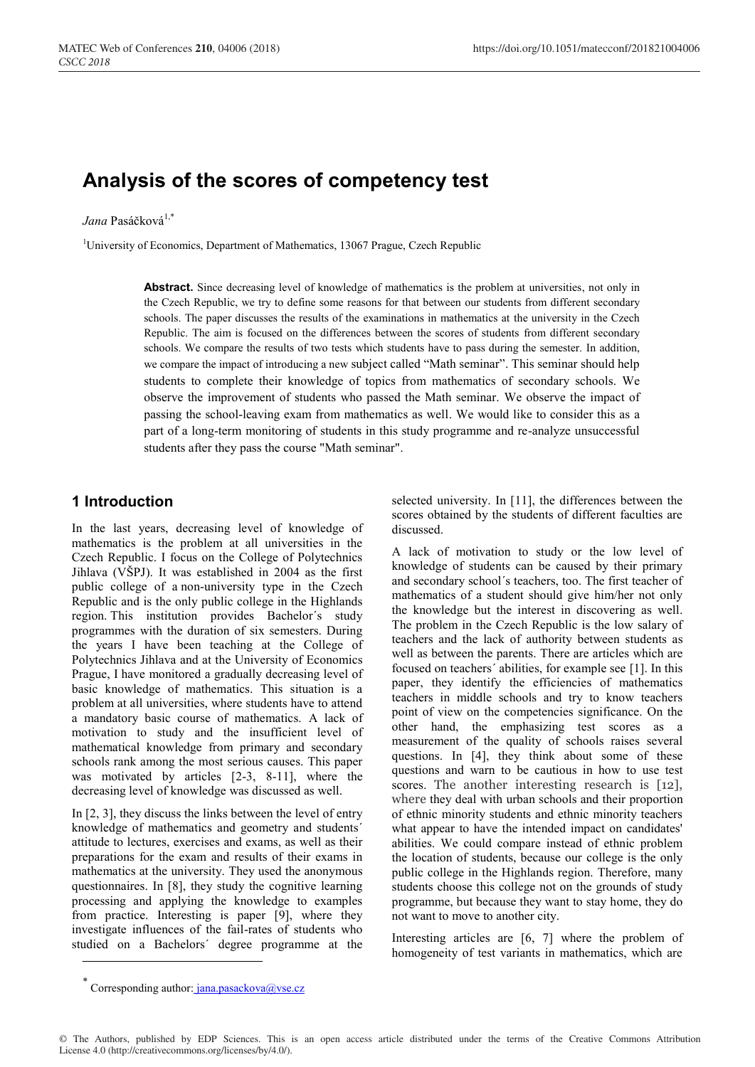# Analysis of the scores of competency test

*Jana* Pasáčková[1,*]

[1]University of Economics, Department of Mathematics, 13067 Prague, Czech Republic

**Abstract.** Since decreasing level of knowledge of mathematics is the problem at universities, not only in the Czech Republic, we try to define some reasons for that between our students from different secondary schools. The paper discusses the results of the examinations in mathematics at the university in the Czech Republic. The aim is focused on the differences between the scores of students from different secondary schools. We compare the results of two tests which students have to pass during the semester. In addition, we compare the impact of introducing a new subject called "Math seminar". This seminar should help students to complete their knowledge of topics from mathematics of secondary schools. We observe the improvement of students who passed the Math seminar. We observe the impact of passing the school-leaving exam from mathematics as well. We would like to consider this as a part of a long-term monitoring of students in this study programme and re-analyze unsuccessful students after they pass the course "Math seminar".

## 1 Introduction

In the last years, decreasing level of knowledge of mathematics is the problem at all universities in the Czech Republic. I focus on the College of Polytechnics Jihlava (VŠPJ). It was established in 2004 as the first public college of a non-university type in the Czech Republic and is the only public college in the Highlands region. This institution provides Bachelor´s study programmes with the duration of six semesters. During the years I have been teaching at the College of Polytechnics Jihlava and at the University of Economics Prague, I have monitored a gradually decreasing level of basic knowledge of mathematics. This situation is a problem at all universities, where students have to attend a mandatory basic course of mathematics. A lack of motivation to study and the insufficient level of mathematical knowledge from primary and secondary schools rank among the most serious causes. This paper was motivated by articles [2-3, 8-11], where the decreasing level of knowledge was discussed as well.

In [2, 3], they discuss the links between the level of entry knowledge of mathematics and geometry and students´ attitude to lectures, exercises and exams, as well as their preparations for the exam and results of their exams in mathematics at the university. They used the anonymous questionnaires. In [8], they study the cognitive learning processing and applying the knowledge to examples from practice. Interesting is paper [9], where they investigate influences of the fail-rates of students who studied on a Bachelors´ degree programme at the selected university. In [11], the differences between the scores obtained by the students of different faculties are discussed.

A lack of motivation to study or the low level of knowledge of students can be caused by their primary and secondary school´s teachers, too. The first teacher of mathematics of a student should give him/her not only the knowledge but the interest in discovering as well. The problem in the Czech Republic is the low salary of teachers and the lack of authority between students as well as between the parents. There are articles which are focused on teachers´ abilities, for example see [1]. In this paper, they identify the efficiencies of mathematics teachers in middle schools and try to know teachers point of view on the competencies significance. On the other hand, the emphasizing test scores as a measurement of the quality of schools raises several questions. In [4], they think about some of these questions and warn to be cautious in how to use test scores. The another interesting research is [12], where they deal with urban schools and their proportion of ethnic minority students and ethnic minority teachers what appear to have the intended impact on candidates' abilities. We could compare instead of ethnic problem the location of students, because our college is the only public college in the Highlands region. Therefore, many students choose this college not on the grounds of study programme, but because they want to stay home, they do not want to move to another city.

Interesting articles are [6, 7] where the problem of homogeneity of test variants in mathematics, which are

[*] Corresponding author: jana.pasackova@vse.cz

© The Authors, published by EDP Sciences. This is an open access article distributed under the terms of the Creative Commons Attribution License 4.0 (http://creativecommons.org/licenses/by/4.0/).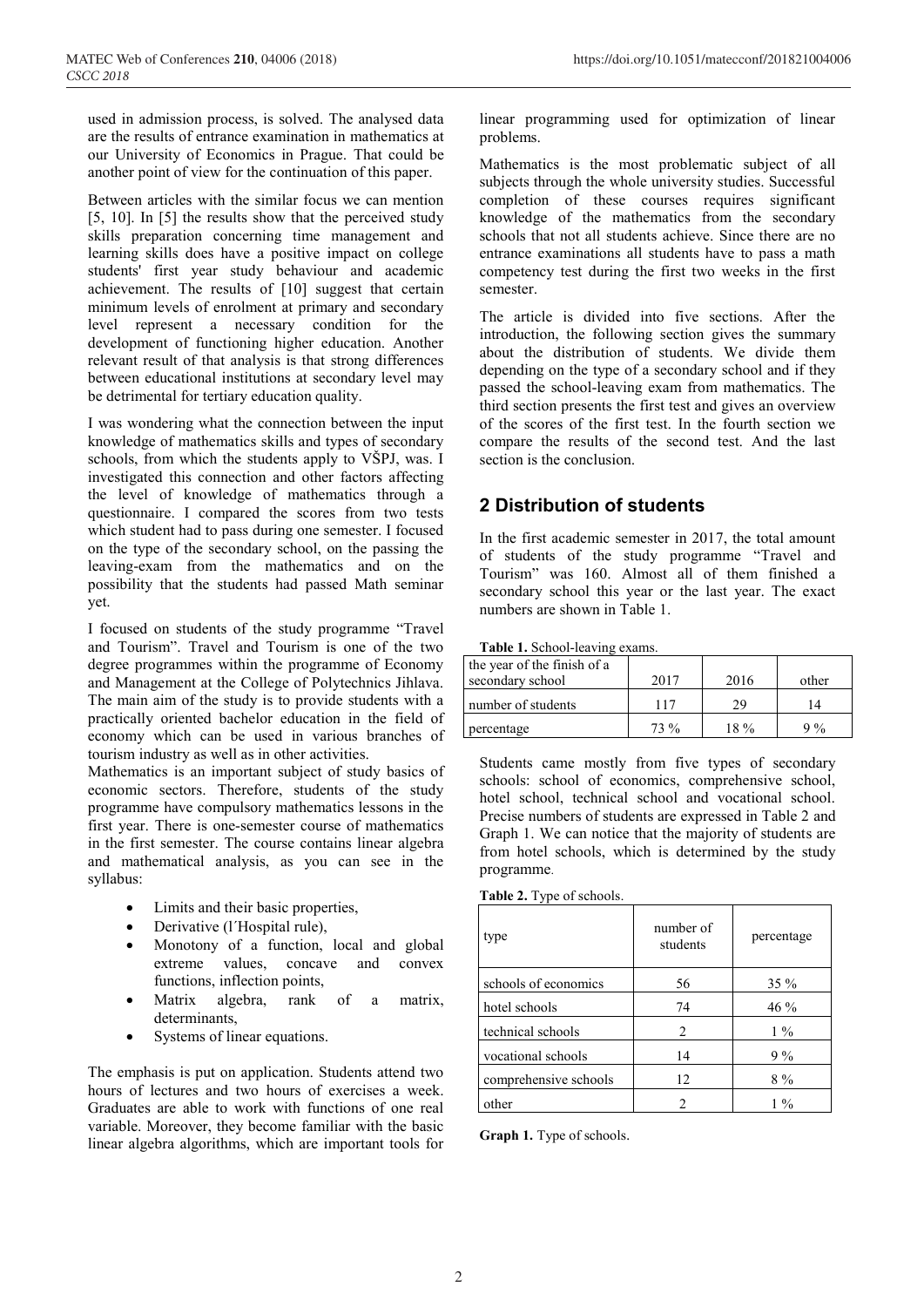used in admission process, is solved. The analysed data are the results of entrance examination in mathematics at our University of Economics in Prague. That could be another point of view for the continuation of this paper.

Between articles with the similar focus we can mention [5, 10]. In [5] the results show that the perceived study skills preparation concerning time management and learning skills does have a positive impact on college students' first year study behaviour and academic achievement. The results of [10] suggest that certain minimum levels of enrolment at primary and secondary level represent a necessary condition for the development of functioning higher education. Another relevant result of that analysis is that strong differences between educational institutions at secondary level may be detrimental for tertiary education quality.

I was wondering what the connection between the input knowledge of mathematics skills and types of secondary schools, from which the students apply to VŠPJ, was. I investigated this connection and other factors affecting the level of knowledge of mathematics through a questionnaire. I compared the scores from two tests which student had to pass during one semester. I focused on the type of the secondary school, on the passing the leaving-exam from the mathematics and on the possibility that the students had passed Math seminar yet.

I focused on students of the study programme "Travel and Tourism". Travel and Tourism is one of the two degree programmes within the programme of Economy and Management at the College of Polytechnics Jihlava. The main aim of the study is to provide students with a practically oriented bachelor education in the field of economy which can be used in various branches of tourism industry as well as in other activities.

Mathematics is an important subject of study basics of economic sectors. Therefore, students of the study programme have compulsory mathematics lessons in the first year. There is one-semester course of mathematics in the first semester. The course contains linear algebra and mathematical analysis, as you can see in the syllabus:

- Limits and their basic properties,
- Derivative (l´Hospital rule),
- Monotony of a function, local and global extreme values, concave and convex functions, inflection points,
- Matrix algebra, rank of a matrix, determinants,
- Systems of linear equations.

The emphasis is put on application. Students attend two hours of lectures and two hours of exercises a week. Graduates are able to work with functions of one real variable. Moreover, they become familiar with the basic linear algebra algorithms, which are important tools for linear programming used for optimization of linear problems.

Mathematics is the most problematic subject of all subjects through the whole university studies. Successful completion of these courses requires significant knowledge of the mathematics from the secondary schools that not all students achieve. Since there are no entrance examinations all students have to pass a math competency test during the first two weeks in the first semester.

The article is divided into five sections. After the introduction, the following section gives the summary about the distribution of students. We divide them depending on the type of a secondary school and if they passed the school-leaving exam from mathematics. The third section presents the first test and gives an overview of the scores of the first test. In the fourth section we compare the results of the second test. And the last section is the conclusion.

## 2 Distribution of students

In the first academic semester in 2017, the total amount of students of the study programme "Travel and Tourism" was 160. Almost all of them finished a secondary school this year or the last year. The exact numbers are shown in Table 1.

**Table 1.** School-leaving exams.

| the year of the finish of a secondary school | 2017 | 2016 | other |
|---|---|---|---|
| number of students | 117 | 29 | 14 |
| percentage | 73 % | 18 % | 9 % |

Students came mostly from five types of secondary schools: school of economics, comprehensive school, hotel school, technical school and vocational school. Precise numbers of students are expressed in Table 2 and Graph 1. We can notice that the majority of students are from hotel schools, which is determined by the study programme.

**Table 2.** Type of schools.

| type | number of students | percentage |
|---|---|---|
| schools of economics | 56 | 35 % |
| hotel schools | 74 | 46 % |
| technical schools | 2 | 1 % |
| vocational schools | 14 | 9 % |
| comprehensive schools | 12 | 8 % |
| other | 2 | 1 % |

**Graph 1.** Type of schools.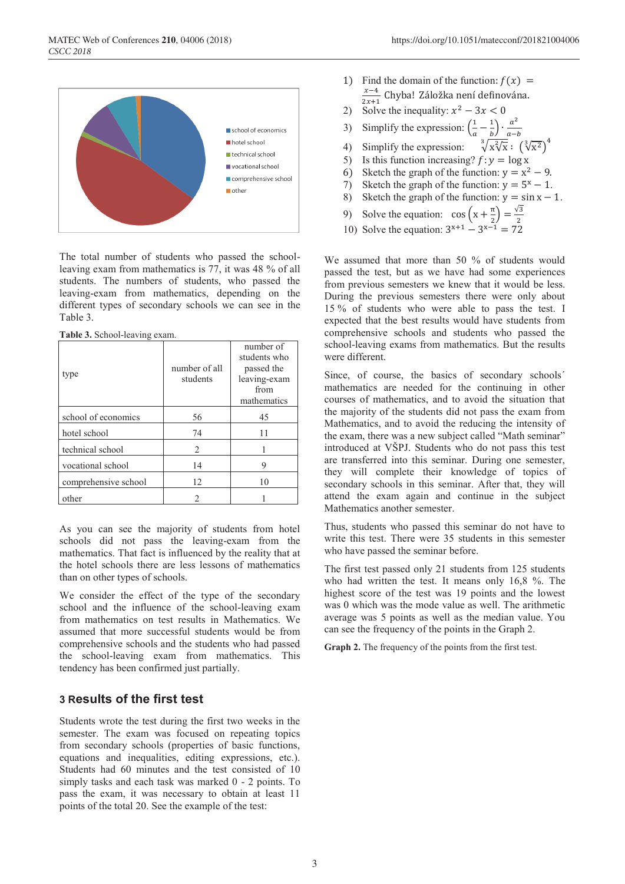The total number of students who passed the school-leaving exam from mathematics is 77, it was 48 % of all students. The numbers of students, who passed the leaving-exam from mathematics, depending on the different types of secondary schools we can see in the Table 3.

**Table 3.** School-leaving exam.

| type | number of all students | number of students who passed the leaving-exam from mathematics |
|---|---|---|
| school of economics | 56 | 45 |
| hotel school | 74 | 11 |
| technical school | 2 | 1 |
| vocational school | 14 | 9 |
| comprehensive school | 12 | 10 |
| other | 2 | 1 |

As you can see the majority of students from hotel schools did not pass the leaving-exam from the mathematics. That fact is influenced by the reality that at the hotel schools there are less lessons of mathematics than on other types of schools.

We consider the effect of the type of the secondary school and the influence of the school-leaving exam from mathematics on test results in Mathematics. We assumed that more successful students would be from comprehensive schools and the students who had passed the school-leaving exam from mathematics. This tendency has been confirmed just partially.

## 3 Results of the first test

Students wrote the test during the first two weeks in the semester. The exam was focused on repeating topics from secondary schools (properties of basic functions, equations and inequalities, editing expressions, etc.). Students had 60 minutes and the test consisted of 10 simply tasks and each task was marked 0 - 2 points. To pass the exam, it was necessary to obtain at least 11 points of the total 20. See the example of the test:

1) Find the domain of the function: $f(x) = \frac{x-4}{2x+1}$ Chyba! Záložka není definována.
2) Solve the inequality: $x^2 - 3x < 0$
3) Simplify the expression: $\left(\frac{1}{a} - \frac{1}{b}\right) \cdot \frac{a^2}{a-b}$
4) Simplify the expression: $\sqrt[3]{x\sqrt[2]{x}} : \left(\sqrt[3]{x^2}\right)^4$
5) Is this function increasing? $f: y = \log x$
6) Sketch the graph of the function: $y = x^2 - 9$.
7) Sketch the graph of the function: $y = 5^x - 1$.
8) Sketch the graph of the function: $y = \sin x - 1$.
9) Solve the equation: $\cos\left(x + \frac{\pi}{2}\right) = \frac{\sqrt{3}}{2}$
10) Solve the equation: $3^{x+1} - 3^{x-1} = 72$

We assumed that more than 50 % of students would passed the test, but as we have had some experiences from previous semesters we knew that it would be less. During the previous semesters there were only about 15 % of students who were able to pass the test. I expected that the best results would have students from comprehensive schools and students who passed the school-leaving exams from mathematics. But the results were different.

Since, of course, the basics of secondary schools´ mathematics are needed for the continuing in other courses of mathematics, and to avoid the situation that the majority of the students did not pass the exam from Mathematics, and to avoid the reducing the intensity of the exam, there was a new subject called "Math seminar" introduced at VŠPJ. Students who do not pass this test are transferred into this seminar. During one semester, they will complete their knowledge of topics of secondary schools in this seminar. After that, they will attend the exam again and continue in the subject Mathematics another semester.

Thus, students who passed this seminar do not have to write this test. There were 35 students in this semester who have passed the seminar before.

The first test passed only 21 students from 125 students who had written the test. It means only 16,8 %. The highest score of the test was 19 points and the lowest was 0 which was the mode value as well. The arithmetic average was 5 points as well as the median value. You can see the frequency of the points in the Graph 2.

**Graph 2.** The frequency of the points from the first test.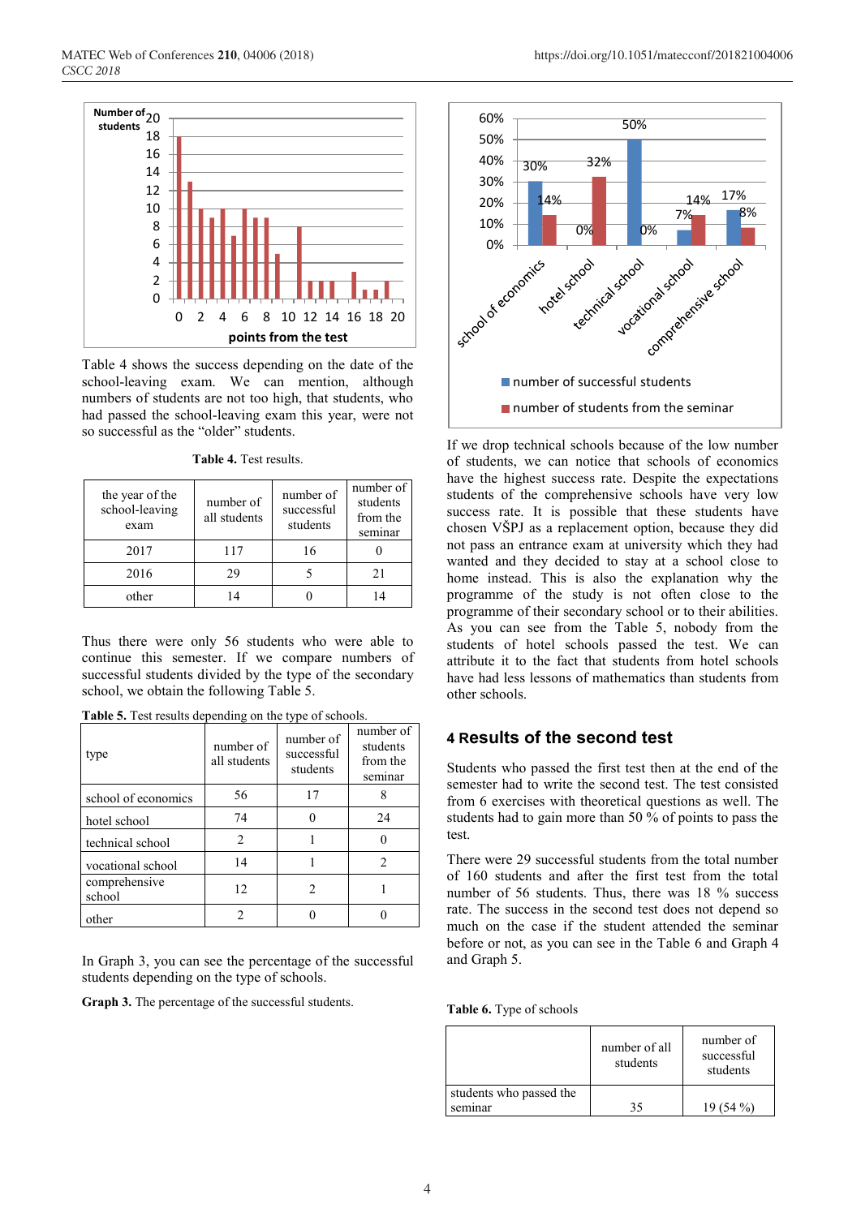Table 4 shows the success depending on the date of the school-leaving exam. We can mention, although numbers of students are not too high, that students, who had passed the school-leaving exam this year, were not so successful as the "older" students.

**Table 4.** Test results.

| the year of the school-leaving exam | number of all students | number of successful students | number of students from the seminar |
|---|---|---|---|
| 2017 | 117 | 16 | 0 |
| 2016 | 29 | 5 | 21 |
| other | 14 | 0 | 14 |

Thus there were only 56 students who were able to continue this semester. If we compare numbers of successful students divided by the type of the secondary school, we obtain the following Table 5.

**Table 5.** Test results depending on the type of schools.

| type | number of all students | number of successful students | number of students from the seminar |
|---|---|---|---|
| school of economics | 56 | 17 | 8 |
| hotel school | 74 | 0 | 24 |
| technical school | 2 | 1 | 0 |
| vocational school | 14 | 1 | 2 |
| comprehensive school | 12 | 2 | 1 |
| other | 2 | 0 | 0 |

In Graph 3, you can see the percentage of the successful students depending on the type of schools.

**Graph 3.** The percentage of the successful students.

If we drop technical schools because of the low number of students, we can notice that schools of economics have the highest success rate. Despite the expectations students of the comprehensive schools have very low success rate. It is possible that these students have chosen VŠPJ as a replacement option, because they did not pass an entrance exam at university which they had wanted and they decided to stay at a school close to home instead. This is also the explanation why the programme of the study is not often close to the programme of their secondary school or to their abilities. As you can see from the Table 5, nobody from the students of hotel schools passed the test. We can attribute it to the fact that students from hotel schools have had less lessons of mathematics than students from other schools.

## 4 Results of the second test

Students who passed the first test then at the end of the semester had to write the second test. The test consisted from 6 exercises with theoretical questions as well. The students had to gain more than 50 % of points to pass the test.

There were 29 successful students from the total number of 160 students and after the first test from the total number of 56 students. Thus, there was 18 % success rate. The success in the second test does not depend so much on the case if the student attended the seminar before or not, as you can see in the Table 6 and Graph 4 and Graph 5.

**Table 6.** Type of schools

| | number of all students | number of successful students |
|---|---|---|
| students who passed the seminar | 35 | 19 (54 %) |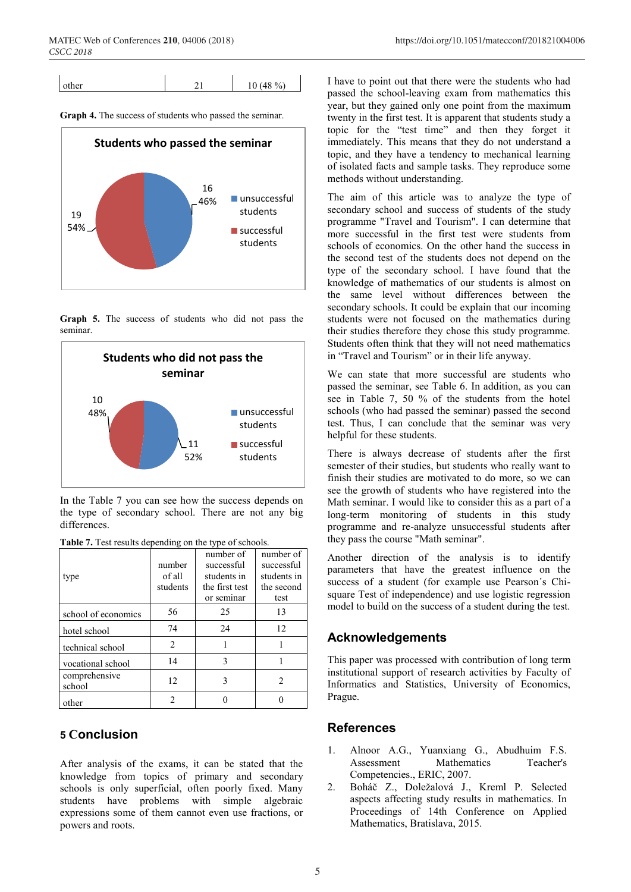| other | 21 | 10 (48 %) |
|---|---|---|

**Graph 4.** The success of students who passed the seminar.

**Graph 5.** The success of students who did not pass the seminar.

In the Table 7 you can see how the success depends on the type of secondary school. There are not any big differences.

**Table 7.** Test results depending on the type of schools.

| type | number of all students | number of successful students in the first test or seminar | number of successful students in the second test |
|---|---|---|---|
| school of economics | 56 | 25 | 13 |
| hotel school | 74 | 24 | 12 |
| technical school | 2 | 1 | 1 |
| vocational school | 14 | 3 | 1 |
| comprehensive school | 12 | 3 | 2 |
| other | 2 | 0 | 0 |

## 5 Conclusion

After analysis of the exams, it can be stated that the knowledge from topics of primary and secondary schools is only superficial, often poorly fixed. Many students have problems with simple algebraic expressions some of them cannot even use fractions, or powers and roots.

I have to point out that there were the students who had passed the school-leaving exam from mathematics this year, but they gained only one point from the maximum twenty in the first test. It is apparent that students study a topic for the "test time" and then they forget it immediately. This means that they do not understand a topic, and they have a tendency to mechanical learning of isolated facts and sample tasks. They reproduce some methods without understanding.

The aim of this article was to analyze the type of secondary school and success of students of the study programme "Travel and Tourism". I can determine that more successful in the first test were students from schools of economics. On the other hand the success in the second test of the students does not depend on the type of the secondary school. I have found that the knowledge of mathematics of our students is almost on the same level without differences between the secondary schools. It could be explain that our incoming students were not focused on the mathematics during their studies therefore they chose this study programme. Students often think that they will not need mathematics in "Travel and Tourism" or in their life anyway.

We can state that more successful are students who passed the seminar, see Table 6. In addition, as you can see in Table 7, 50 % of the students from the hotel schools (who had passed the seminar) passed the second test. Thus, I can conclude that the seminar was very helpful for these students.

There is always decrease of students after the first semester of their studies, but students who really want to finish their studies are motivated to do more, so we can see the growth of students who have registered into the Math seminar. I would like to consider this as a part of a long-term monitoring of students in this study programme and re-analyze unsuccessful students after they pass the course "Math seminar".

Another direction of the analysis is to identify parameters that have the greatest influence on the success of a student (for example use Pearson's Chi-square Test of independence) and use logistic regression model to build on the success of a student during the test.

## Acknowledgements

This paper was processed with contribution of long term institutional support of research activities by Faculty of Informatics and Statistics, University of Economics, Prague.

## References

1. Alnoor A.G., Yuanxiang G., Abudhuim F.S. Assessment Mathematics Teacher's Competencies., ERIC, 2007.
2. Boháč Z., Doležalová J., Kreml P. Selected aspects affecting study results in mathematics. In Proceedings of 14th Conference on Applied Mathematics, Bratislava, 2015.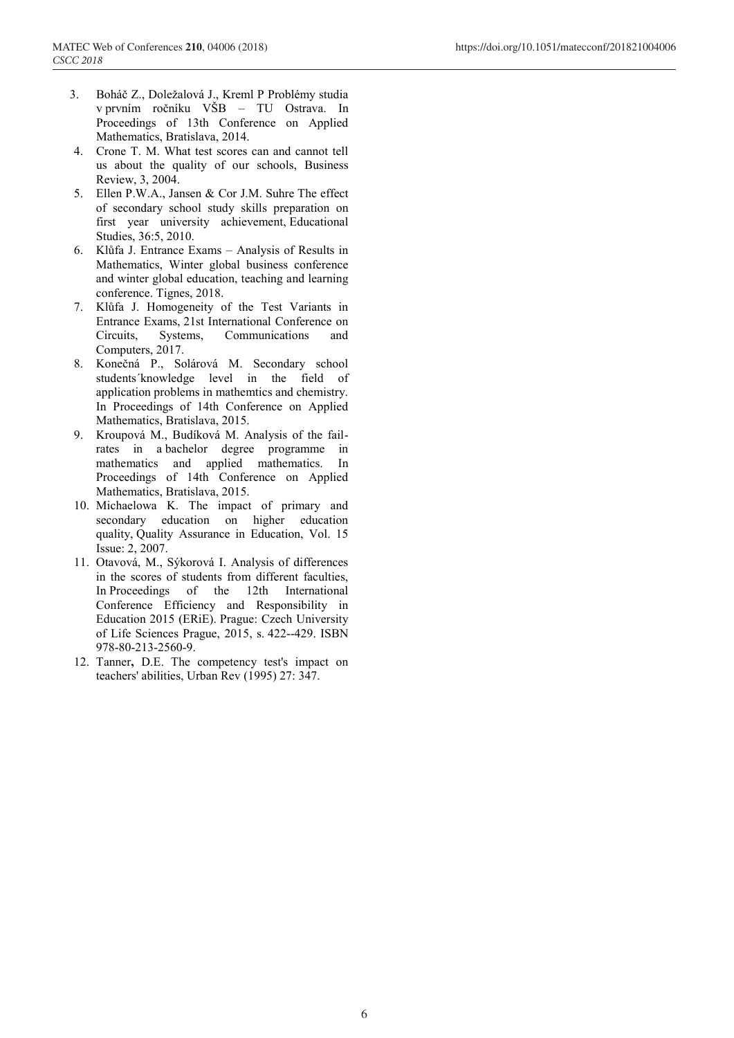3. Boháč Z., Doležalová J., Kreml P Problémy studia v prvním ročníku VŠB – TU Ostrava. In Proceedings of 13th Conference on Applied Mathematics, Bratislava, 2014.
4. Crone T. M. What test scores can and cannot tell us about the quality of our schools, Business Review, 3, 2004.
5. Ellen P.W.A., Jansen & Cor J.M. Suhre The effect of secondary school study skills preparation on first year university achievement, Educational Studies, 36:5, 2010.
6. Klůfa J. Entrance Exams – Analysis of Results in Mathematics, Winter global business conference and winter global education, teaching and learning conference. Tignes, 2018.
7. Klůfa J. Homogeneity of the Test Variants in Entrance Exams, 21st International Conference on Circuits, Systems, Communications and Computers, 2017.
8. Konečná P., Solárová M. Secondary school students´knowledge level in the field of application problems in mathemtics and chemistry. In Proceedings of 14th Conference on Applied Mathematics, Bratislava, 2015.
9. Kroupová M., Budíková M. Analysis of the fail-rates in a bachelor degree programme in mathematics and applied mathematics. In Proceedings of 14th Conference on Applied Mathematics, Bratislava, 2015.
10. Michaelowa K. The impact of primary and secondary education on higher education quality, Quality Assurance in Education, Vol. 15 Issue: 2, 2007.
11. Otavová, M., Sýkorová I. Analysis of differences in the scores of students from different faculties, In Proceedings of the 12th International Conference Efficiency and Responsibility in Education 2015 (ERiE). Prague: Czech University of Life Sciences Prague, 2015, s. 422--429. ISBN 978-80-213-2560-9.
12. Tanner**,** D.E. The competency test's impact on teachers' abilities, Urban Rev (1995) 27: 347.